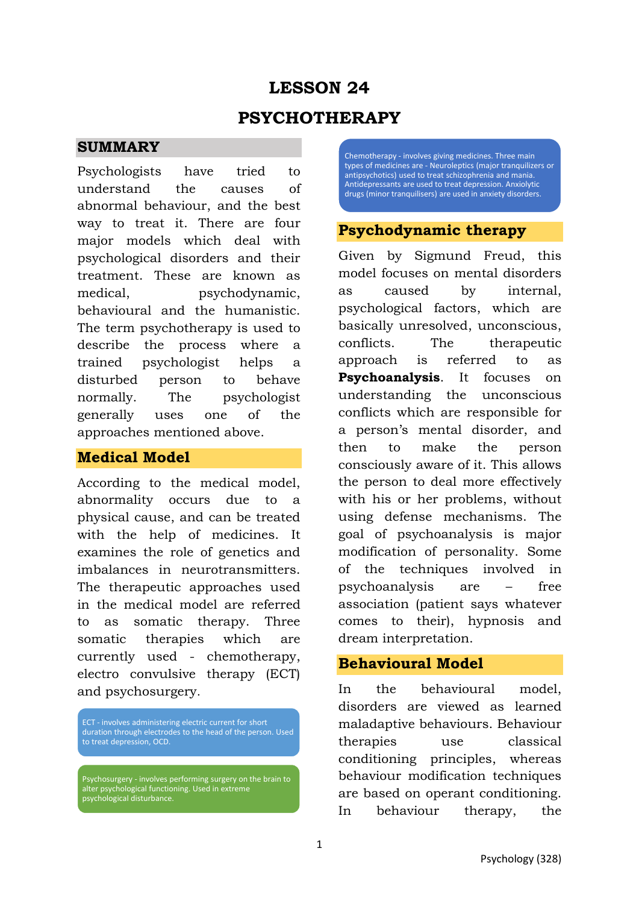# LESSON 24

# PSYCHOTHERAPY

## SUMMARY

Psychologists have tried to understand the causes of abnormal behaviour, and the best way to treat it. There are four major models which deal with psychological disorders and their treatment. These are known as medical, psychodynamic, behavioural and the humanistic. The term psychotherapy is used to describe the process where a trained psychologist helps a disturbed person to behave normally. The psychologist generally uses one of the approaches mentioned above.

## Medical Model

According to the medical model, abnormality occurs due to a physical cause, and can be treated with the help of medicines. It examines the role of genetics and imbalances in neurotransmitters. The therapeutic approaches used in the medical model are referred to as somatic therapy. Three somatic therapies which are currently used - chemotherapy, electro convulsive therapy (ECT) and psychosurgery.

ECT - involves administering electric current for short duration through electrodes to the head of the person. Used to treat depression, OCD.

Psychosurgery - involves performing surgery on the brain to alter psychological functioning. Used in extreme psychological disturbance.

Chemotherapy - involves giving medicines. Three main types of medicines are - Neuroleptics (major tranquilizers or antipsychotics) used to treat schizophrenia and mania. Antidepressants are used to treat depression. Anxiolytic drugs (minor tranquilisers) are used in anxiety disorders.

## Psychodynamic therapy

Given by Sigmund Freud, this model focuses on mental disorders as caused by internal, psychological factors, which are basically unresolved, unconscious, conflicts. The therapeutic approach is referred to as **Psychoanalysis**. It focuses on understanding the unconscious conflicts which are responsible for a person's mental disorder, and then to make the person consciously aware of it. This allows the person to deal more effectively with his or her problems, without using defense mechanisms. The goal of psychoanalysis is major modification of personality. Some of the techniques involved in psychoanalysis are – free association (patient says whatever comes to their), hypnosis and dream interpretation.

## Behavioural Model

In the behavioural model, disorders are viewed as learned maladaptive behaviours. Behaviour therapies use classical conditioning principles, whereas behaviour modification techniques are based on operant conditioning. In behaviour therapy, the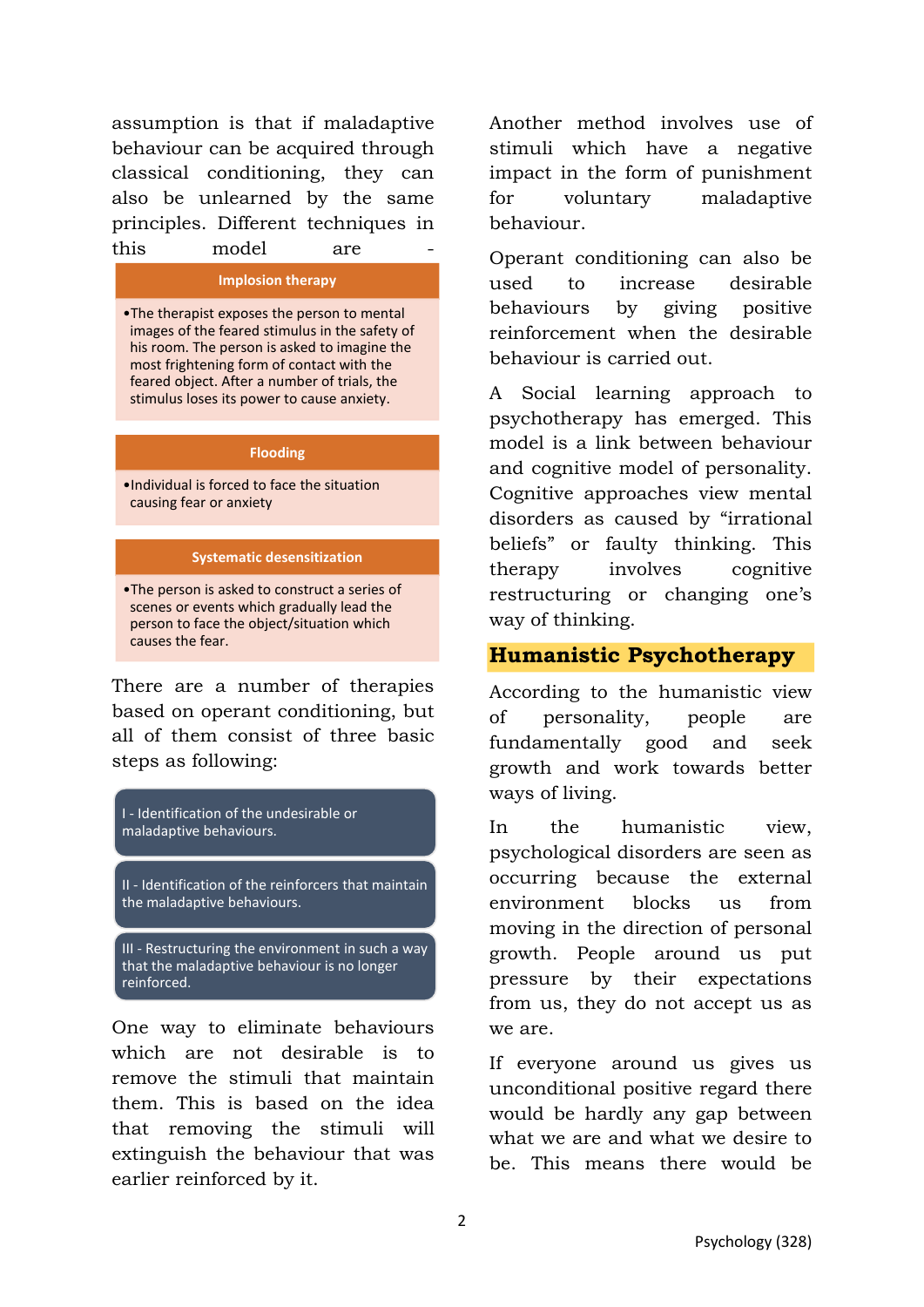assumption is that if maladaptive behaviour can be acquired through classical conditioning, they can also be unlearned by the same principles. Different techniques in this model are -

**Implosion therapy**

- The therapist exposes the person to mental images of the feared stimulus in the safety of his room. The person is asked to imagine the most frightening form of contact with the feared object. After a number of trials, the stimulus loses its power to cause anxiety.

**Flooding**

- Individual is forced to face the situation causing fear or anxiety

**Systematic desensitization**

- The person is asked to construct a series of scenes or events which gradually lead the person to face the object/situation which causes the fear.

There are a number of therapies based on operant conditioning, but all of them consist of three basic steps as following:

I - Identification of the undesirable or maladaptive behaviours.

II - Identification of the reinforcers that maintain the maladaptive behaviours.

III - Restructuring the environment in such a way that the maladaptive behaviour is no longer reinforced.

One way to eliminate behaviours which are not desirable is to remove the stimuli that maintain them. This is based on the idea that removing the stimuli will extinguish the behaviour that was earlier reinforced by it.

Another method involves use of stimuli which have a negative impact in the form of punishment for voluntary maladaptive behaviour.

Operant conditioning can also be used to increase desirable behaviours by giving positive reinforcement when the desirable behaviour is carried out.

A Social learning approach to psychotherapy has emerged. This model is a link between behaviour and cognitive model of personality. Cognitive approaches view mental disorders as caused by "irrational beliefs" or faulty thinking. This therapy involves cognitive restructuring or changing one's way of thinking.

## Humanistic Psychotherapy

According to the humanistic view of personality, people are fundamentally good and seek growth and work towards better ways of living.

In the humanistic view, psychological disorders are seen as occurring because the external environment blocks us from moving in the direction of personal growth. People around us put pressure by their expectations from us, they do not accept us as we are.

If everyone around us gives us unconditional positive regard there would be hardly any gap between what we are and what we desire to be. This means there would be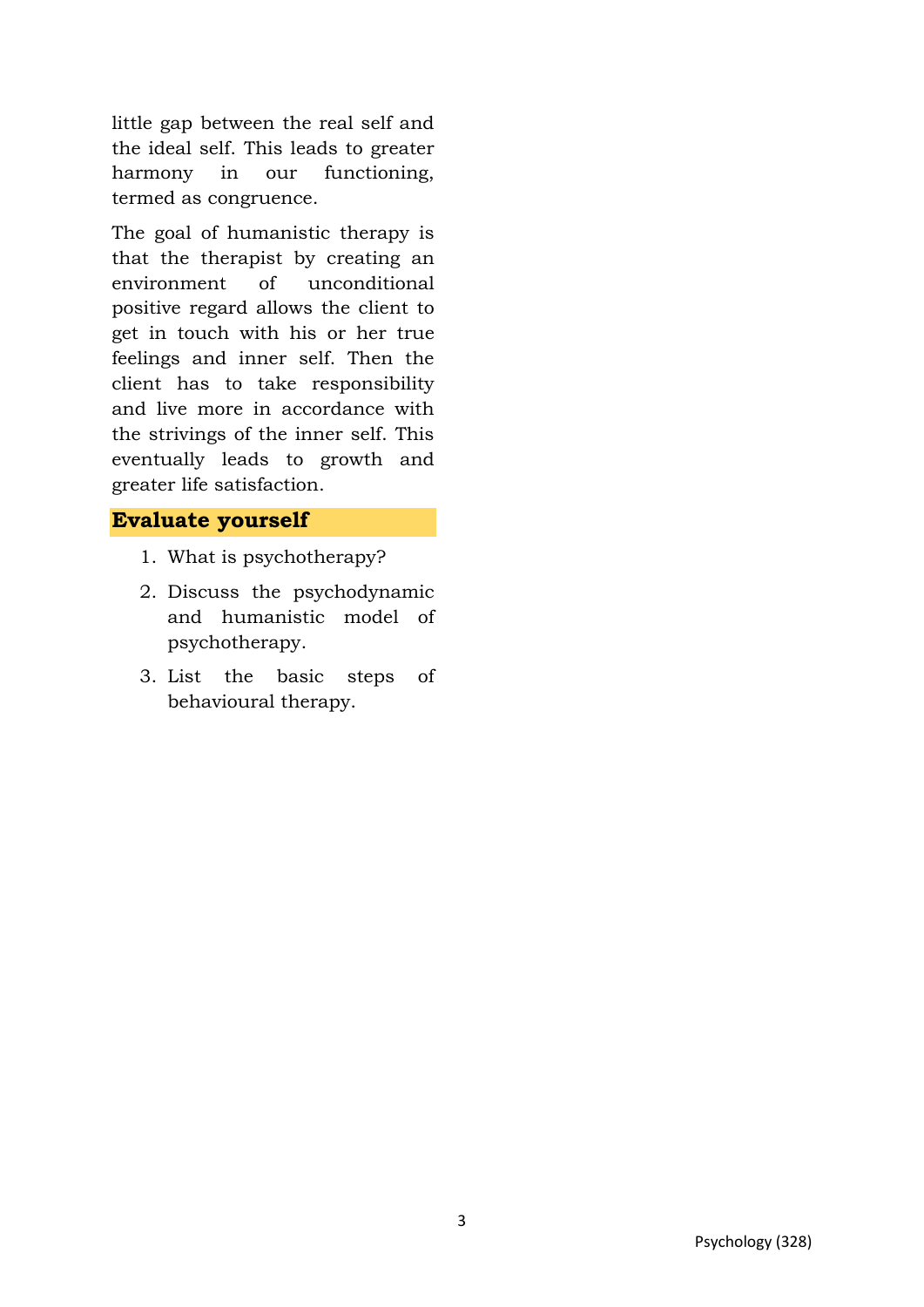little gap between the real self and the ideal self. This leads to greater harmony in our functioning, termed as congruence.

The goal of humanistic therapy is that the therapist by creating an environment of unconditional positive regard allows the client to get in touch with his or her true feelings and inner self. Then the client has to take responsibility and live more in accordance with the strivings of the inner self. This eventually leads to growth and greater life satisfaction.

## Evaluate yourself

1. What is psychotherapy?
2. Discuss the psychodynamic and humanistic model of psychotherapy.
3. List the basic steps of behavioural therapy.